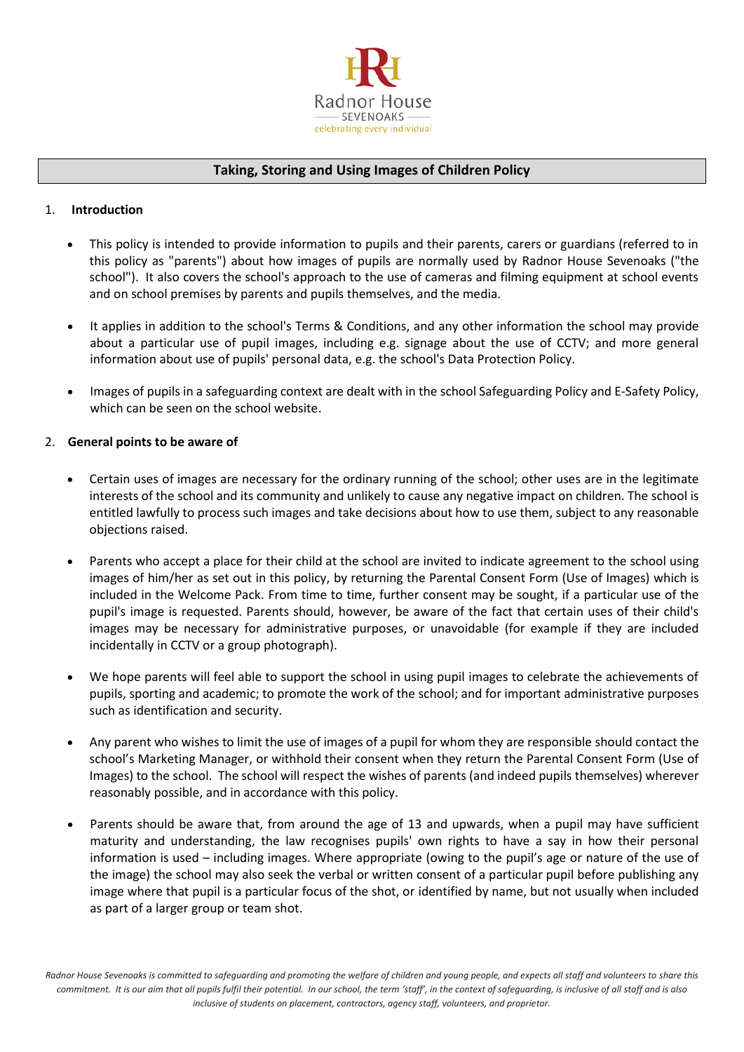Radnor House
SEVENOAKS
celebrating every individual

# Taking, Storing and Using Images of Children Policy

## 1. Introduction

- This policy is intended to provide information to pupils and their parents, carers or guardians (referred to in this policy as "parents") about how images of pupils are normally used by Radnor House Sevenoaks ("the school"). It also covers the school's approach to the use of cameras and filming equipment at school events and on school premises by parents and pupils themselves, and the media.

- It applies in addition to the school's Terms & Conditions, and any other information the school may provide about a particular use of pupil images, including e.g. signage about the use of CCTV; and more general information about use of pupils' personal data, e.g. the school's Data Protection Policy.

- Images of pupils in a safeguarding context are dealt with in the school Safeguarding Policy and E-Safety Policy, which can be seen on the school website.

## 2. General points to be aware of

- Certain uses of images are necessary for the ordinary running of the school; other uses are in the legitimate interests of the school and its community and unlikely to cause any negative impact on children. The school is entitled lawfully to process such images and take decisions about how to use them, subject to any reasonable objections raised.

- Parents who accept a place for their child at the school are invited to indicate agreement to the school using images of him/her as set out in this policy, by returning the Parental Consent Form (Use of Images) which is included in the Welcome Pack. From time to time, further consent may be sought, if a particular use of the pupil's image is requested. Parents should, however, be aware of the fact that certain uses of their child's images may be necessary for administrative purposes, or unavoidable (for example if they are included incidentally in CCTV or a group photograph).

- We hope parents will feel able to support the school in using pupil images to celebrate the achievements of pupils, sporting and academic; to promote the work of the school; and for important administrative purposes such as identification and security.

- Any parent who wishes to limit the use of images of a pupil for whom they are responsible should contact the school's Marketing Manager, or withhold their consent when they return the Parental Consent Form (Use of Images) to the school. The school will respect the wishes of parents (and indeed pupils themselves) wherever reasonably possible, and in accordance with this policy.

- Parents should be aware that, from around the age of 13 and upwards, when a pupil may have sufficient maturity and understanding, the law recognises pupils' own rights to have a say in how their personal information is used – including images. Where appropriate (owing to the pupil's age or nature of the use of the image) the school may also seek the verbal or written consent of a particular pupil before publishing any image where that pupil is a particular focus of the shot, or identified by name, but not usually when included as part of a larger group or team shot.

*Radnor House Sevenoaks is committed to safeguarding and promoting the welfare of children and young people, and expects all staff and volunteers to share this commitment. It is our aim that all pupils fulfil their potential. In our school, the term 'staff', in the context of safeguarding, is inclusive of all staff and is also inclusive of students on placement, contractors, agency staff, volunteers, and proprietor.*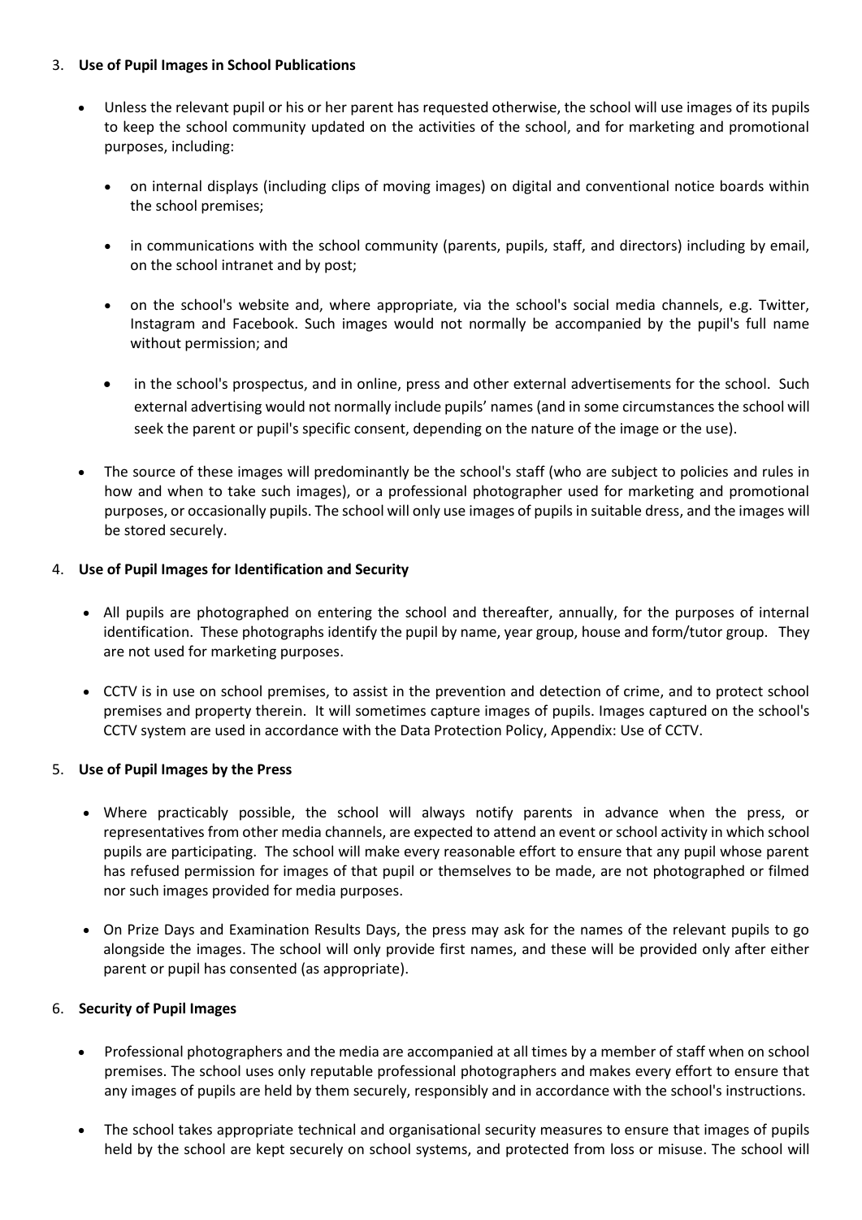3. **Use of Pupil Images in School Publications**

- Unless the relevant pupil or his or her parent has requested otherwise, the school will use images of its pupils to keep the school community updated on the activities of the school, and for marketing and promotional purposes, including:

    - on internal displays (including clips of moving images) on digital and conventional notice boards within the school premises;

    - in communications with the school community (parents, pupils, staff, and directors) including by email, on the school intranet and by post;

    - on the school's website and, where appropriate, via the school's social media channels, e.g. Twitter, Instagram and Facebook. Such images would not normally be accompanied by the pupil's full name without permission; and

    - in the school's prospectus, and in online, press and other external advertisements for the school. Such external advertising would not normally include pupils' names (and in some circumstances the school will seek the parent or pupil's specific consent, depending on the nature of the image or the use).

- The source of these images will predominantly be the school's staff (who are subject to policies and rules in how and when to take such images), or a professional photographer used for marketing and promotional purposes, or occasionally pupils. The school will only use images of pupils in suitable dress, and the images will be stored securely.

4. **Use of Pupil Images for Identification and Security**

- All pupils are photographed on entering the school and thereafter, annually, for the purposes of internal identification. These photographs identify the pupil by name, year group, house and form/tutor group. They are not used for marketing purposes.

- CCTV is in use on school premises, to assist in the prevention and detection of crime, and to protect school premises and property therein. It will sometimes capture images of pupils. Images captured on the school's CCTV system are used in accordance with the Data Protection Policy, Appendix: Use of CCTV.

5. **Use of Pupil Images by the Press**

- Where practicably possible, the school will always notify parents in advance when the press, or representatives from other media channels, are expected to attend an event or school activity in which school pupils are participating. The school will make every reasonable effort to ensure that any pupil whose parent has refused permission for images of that pupil or themselves to be made, are not photographed or filmed nor such images provided for media purposes.

- On Prize Days and Examination Results Days, the press may ask for the names of the relevant pupils to go alongside the images. The school will only provide first names, and these will be provided only after either parent or pupil has consented (as appropriate).

6. **Security of Pupil Images**

- Professional photographers and the media are accompanied at all times by a member of staff when on school premises. The school uses only reputable professional photographers and makes every effort to ensure that any images of pupils are held by them securely, responsibly and in accordance with the school's instructions.

- The school takes appropriate technical and organisational security measures to ensure that images of pupils held by the school are kept securely on school systems, and protected from loss or misuse. The school will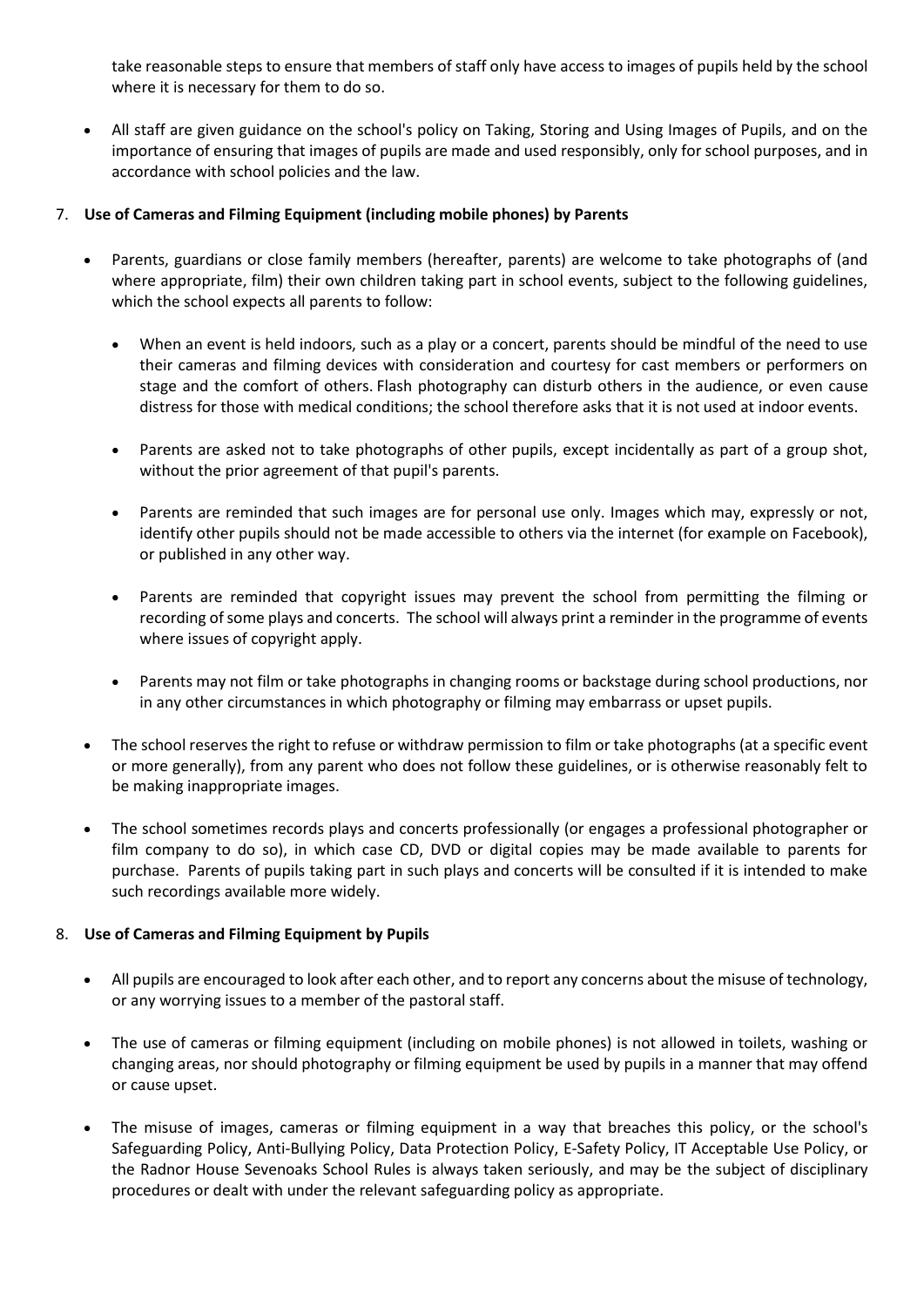take reasonable steps to ensure that members of staff only have access to images of pupils held by the school where it is necessary for them to do so.

- All staff are given guidance on the school's policy on Taking, Storing and Using Images of Pupils, and on the importance of ensuring that images of pupils are made and used responsibly, only for school purposes, and in accordance with school policies and the law.

7. **Use of Cameras and Filming Equipment (including mobile phones) by Parents**

- Parents, guardians or close family members (hereafter, parents) are welcome to take photographs of (and where appropriate, film) their own children taking part in school events, subject to the following guidelines, which the school expects all parents to follow:

  - When an event is held indoors, such as a play or a concert, parents should be mindful of the need to use their cameras and filming devices with consideration and courtesy for cast members or performers on stage and the comfort of others. Flash photography can disturb others in the audience, or even cause distress for those with medical conditions; the school therefore asks that it is not used at indoor events.

  - Parents are asked not to take photographs of other pupils, except incidentally as part of a group shot, without the prior agreement of that pupil's parents.

  - Parents are reminded that such images are for personal use only. Images which may, expressly or not, identify other pupils should not be made accessible to others via the internet (for example on Facebook), or published in any other way.

  - Parents are reminded that copyright issues may prevent the school from permitting the filming or recording of some plays and concerts. The school will always print a reminder in the programme of events where issues of copyright apply.

  - Parents may not film or take photographs in changing rooms or backstage during school productions, nor in any other circumstances in which photography or filming may embarrass or upset pupils.

- The school reserves the right to refuse or withdraw permission to film or take photographs (at a specific event or more generally), from any parent who does not follow these guidelines, or is otherwise reasonably felt to be making inappropriate images.

- The school sometimes records plays and concerts professionally (or engages a professional photographer or film company to do so), in which case CD, DVD or digital copies may be made available to parents for purchase. Parents of pupils taking part in such plays and concerts will be consulted if it is intended to make such recordings available more widely.

8. **Use of Cameras and Filming Equipment by Pupils**

- All pupils are encouraged to look after each other, and to report any concerns about the misuse of technology, or any worrying issues to a member of the pastoral staff.

- The use of cameras or filming equipment (including on mobile phones) is not allowed in toilets, washing or changing areas, nor should photography or filming equipment be used by pupils in a manner that may offend or cause upset.

- The misuse of images, cameras or filming equipment in a way that breaches this policy, or the school's Safeguarding Policy, Anti-Bullying Policy, Data Protection Policy, E-Safety Policy, IT Acceptable Use Policy, or the Radnor House Sevenoaks School Rules is always taken seriously, and may be the subject of disciplinary procedures or dealt with under the relevant safeguarding policy as appropriate.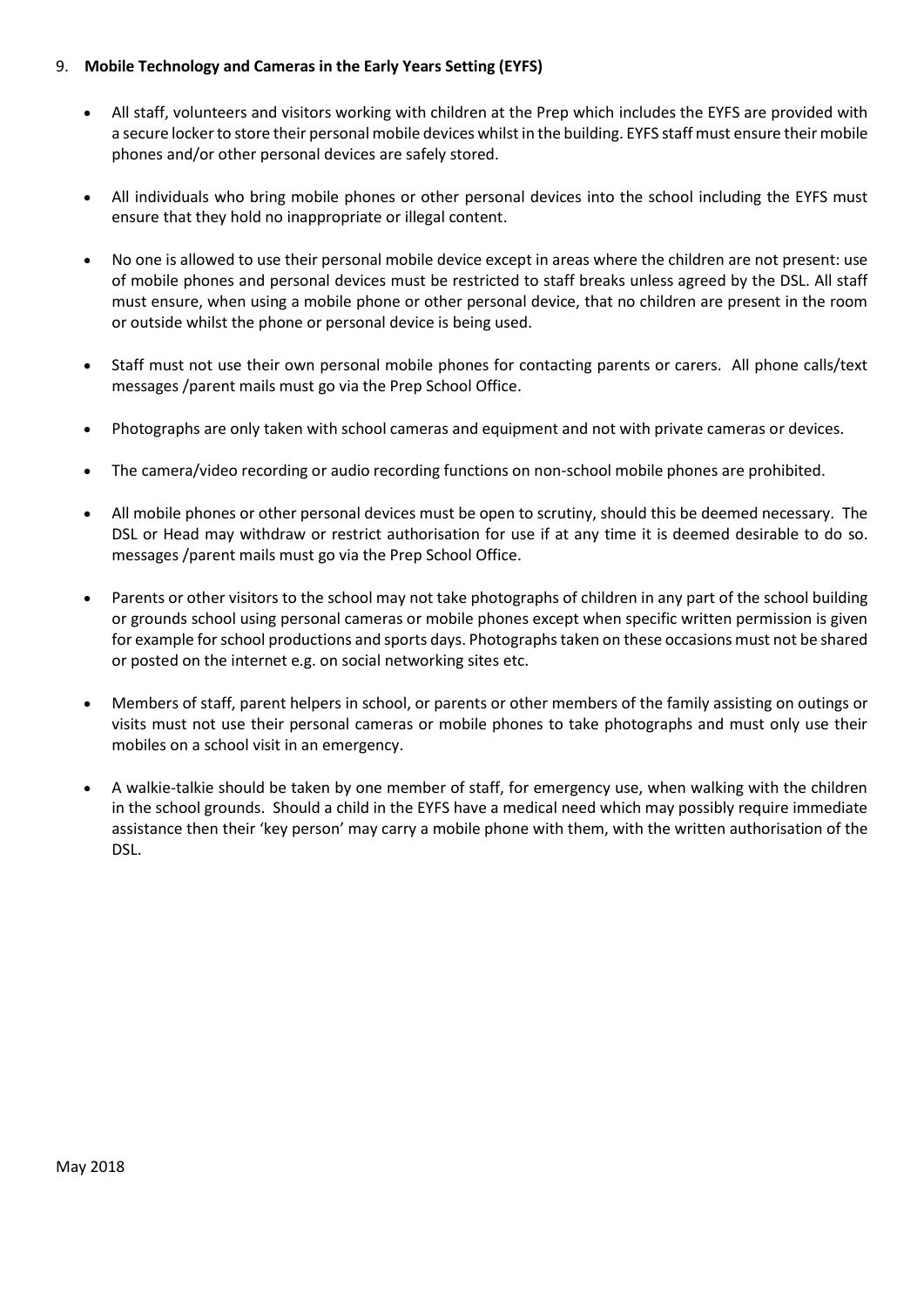9. **Mobile Technology and Cameras in the Early Years Setting (EYFS)**

- All staff, volunteers and visitors working with children at the Prep which includes the EYFS are provided with a secure locker to store their personal mobile devices whilst in the building. EYFS staff must ensure their mobile phones and/or other personal devices are safely stored.

- All individuals who bring mobile phones or other personal devices into the school including the EYFS must ensure that they hold no inappropriate or illegal content.

- No one is allowed to use their personal mobile device except in areas where the children are not present: use of mobile phones and personal devices must be restricted to staff breaks unless agreed by the DSL. All staff must ensure, when using a mobile phone or other personal device, that no children are present in the room or outside whilst the phone or personal device is being used.

- Staff must not use their own personal mobile phones for contacting parents or carers. All phone calls/text messages /parent mails must go via the Prep School Office.

- Photographs are only taken with school cameras and equipment and not with private cameras or devices.

- The camera/video recording or audio recording functions on non-school mobile phones are prohibited.

- All mobile phones or other personal devices must be open to scrutiny, should this be deemed necessary. The DSL or Head may withdraw or restrict authorisation for use if at any time it is deemed desirable to do so. messages /parent mails must go via the Prep School Office.

- Parents or other visitors to the school may not take photographs of children in any part of the school building or grounds school using personal cameras or mobile phones except when specific written permission is given for example for school productions and sports days. Photographs taken on these occasions must not be shared or posted on the internet e.g. on social networking sites etc.

- Members of staff, parent helpers in school, or parents or other members of the family assisting on outings or visits must not use their personal cameras or mobile phones to take photographs and must only use their mobiles on a school visit in an emergency.

- A walkie-talkie should be taken by one member of staff, for emergency use, when walking with the children in the school grounds. Should a child in the EYFS have a medical need which may possibly require immediate assistance then their 'key person' may carry a mobile phone with them, with the written authorisation of the DSL.

May 2018